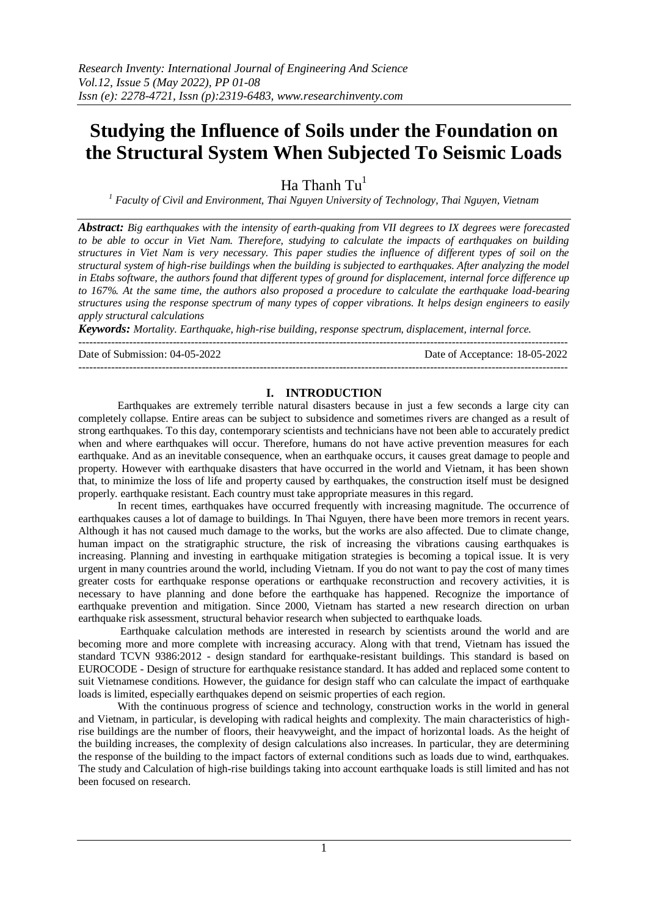# Studying the Influence of Soils under the Foundation on the Structural System When Subjected To Seismic Loads

Ha Thanh Tu[1]

[1] *Faculty of Civil and Environment, Thai Nguyen University of Technology, Thai Nguyen, Vietnam*

***Abstract:*** *Big earthquakes with the intensity of earth-quaking from VII degrees to IX degrees were forecasted to be able to occur in Viet Nam. Therefore, studying to calculate the impacts of earthquakes on building structures in Viet Nam is very necessary. This paper studies the influence of different types of soil on the structural system of high-rise buildings when the building is subjected to earthquakes. After analyzing the model in Etabs software, the authors found that different types of ground for displacement, internal force difference up to 167%. At the same time, the authors also proposed a procedure to calculate the earthquake load-bearing structures using the response spectrum of many types of copper vibrations. It helps design engineers to easily apply structural calculations*

***Keywords:*** *Mortality. Earthquake, high-rise building, response spectrum, displacement, internal force.*

---

Date of Submission: 04-05-2022 Date of Acceptance: 18-05-2022

---

## I. INTRODUCTION

Earthquakes are extremely terrible natural disasters because in just a few seconds a large city can completely collapse. Entire areas can be subject to subsidence and sometimes rivers are changed as a result of strong earthquakes. To this day, contemporary scientists and technicians have not been able to accurately predict when and where earthquakes will occur. Therefore, humans do not have active prevention measures for each earthquake. And as an inevitable consequence, when an earthquake occurs, it causes great damage to people and property. However with earthquake disasters that have occurred in the world and Vietnam, it has been shown that, to minimize the loss of life and property caused by earthquakes, the construction itself must be designed properly. earthquake resistant. Each country must take appropriate measures in this regard.

In recent times, earthquakes have occurred frequently with increasing magnitude. The occurrence of earthquakes causes a lot of damage to buildings. In Thai Nguyen, there have been more tremors in recent years. Although it has not caused much damage to the works, but the works are also affected. Due to climate change, human impact on the stratigraphic structure, the risk of increasing the vibrations causing earthquakes is increasing. Planning and investing in earthquake mitigation strategies is becoming a topical issue. It is very urgent in many countries around the world, including Vietnam. If you do not want to pay the cost of many times greater costs for earthquake response operations or earthquake reconstruction and recovery activities, it is necessary to have planning and done before the earthquake has happened. Recognize the importance of earthquake prevention and mitigation. Since 2000, Vietnam has started a new research direction on urban earthquake risk assessment, structural behavior research when subjected to earthquake loads.

Earthquake calculation methods are interested in research by scientists around the world and are becoming more and more complete with increasing accuracy. Along with that trend, Vietnam has issued the standard TCVN 9386:2012 - design standard for earthquake-resistant buildings. This standard is based on EUROCODE - Design of structure for earthquake resistance standard. It has added and replaced some content to suit Vietnamese conditions. However, the guidance for design staff who can calculate the impact of earthquake loads is limited, especially earthquakes depend on seismic properties of each region.

With the continuous progress of science and technology, construction works in the world in general and Vietnam, in particular, is developing with radical heights and complexity. The main characteristics of high-rise buildings are the number of floors, their heavyweight, and the impact of horizontal loads. As the height of the building increases, the complexity of design calculations also increases. In particular, they are determining the response of the building to the impact factors of external conditions such as loads due to wind, earthquakes. The study and Calculation of high-rise buildings taking into account earthquake loads is still limited and has not been focused on research.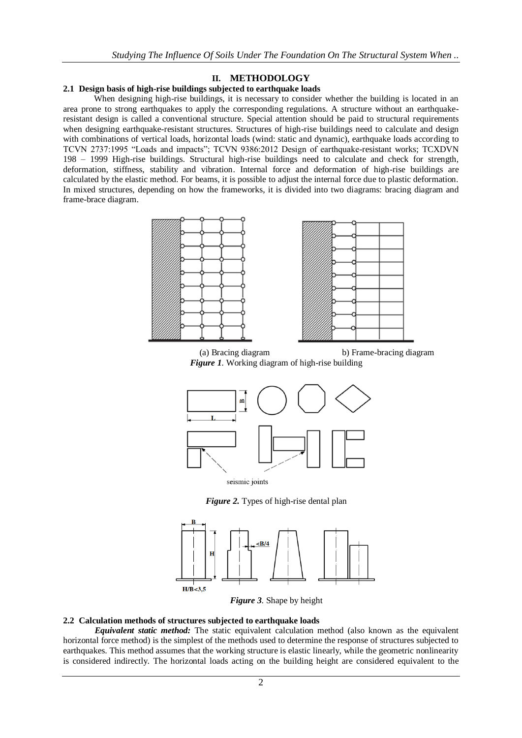## II. METHODOLOGY

### 2.1 Design basis of high-rise buildings subjected to earthquake loads

When designing high-rise buildings, it is necessary to consider whether the building is located in an area prone to strong earthquakes to apply the corresponding regulations. A structure without an earthquake-resistant design is called a conventional structure. Special attention should be paid to structural requirements when designing earthquake-resistant structures. Structures of high-rise buildings need to calculate and design with combinations of vertical loads, horizontal loads (wind: static and dynamic), earthquake loads according to TCVN 2737:1995 “Loads and impacts”; TCVN 9386:2012 Design of earthquake-resistant works; TCXDVN 198 – 1999 High-rise buildings. Structural high-rise buildings need to calculate and check for strength, deformation, stiffness, stability and vibration. Internal force and deformation of high-rise buildings are calculated by the elastic method. For beams, it is possible to adjust the internal force due to plastic deformation. In mixed structures, depending on how the frameworks, it is divided into two diagrams: bracing diagram and frame-brace diagram.

(a) Bracing diagram b) Frame-bracing diagram

*Figure 1*. Working diagram of high-rise building

seismic joints

*Figure 2.* Types of high-rise dental plan

B H <B/4 H/B<3,5

*Figure 3*. Shape by height

### 2.2 Calculation methods of structures subjected to earthquake loads

***Equivalent static method:*** The static equivalent calculation method (also known as the equivalent horizontal force method) is the simplest of the methods used to determine the response of structures subjected to earthquakes. This method assumes that the working structure is elastic linearly, while the geometric nonlinearity is considered indirectly. The horizontal loads acting on the building height are considered equivalent to the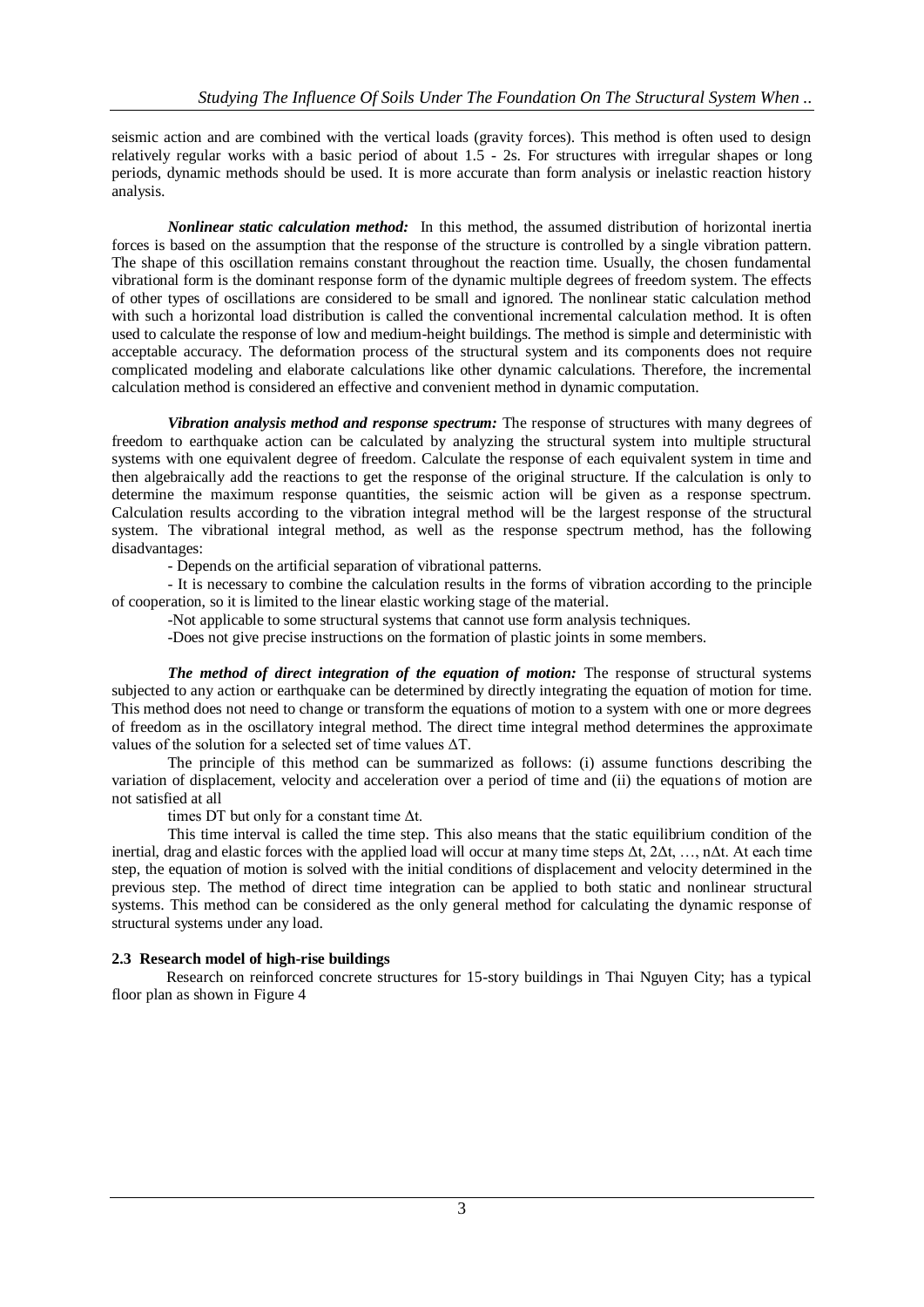seismic action and are combined with the vertical loads (gravity forces). This method is often used to design relatively regular works with a basic period of about 1.5 - 2s. For structures with irregular shapes or long periods, dynamic methods should be used. It is more accurate than form analysis or inelastic reaction history analysis.

***Nonlinear static calculation method:*** In this method, the assumed distribution of horizontal inertia forces is based on the assumption that the response of the structure is controlled by a single vibration pattern. The shape of this oscillation remains constant throughout the reaction time. Usually, the chosen fundamental vibrational form is the dominant response form of the dynamic multiple degrees of freedom system. The effects of other types of oscillations are considered to be small and ignored. The nonlinear static calculation method with such a horizontal load distribution is called the conventional incremental calculation method. It is often used to calculate the response of low and medium-height buildings. The method is simple and deterministic with acceptable accuracy. The deformation process of the structural system and its components does not require complicated modeling and elaborate calculations like other dynamic calculations. Therefore, the incremental calculation method is considered an effective and convenient method in dynamic computation.

***Vibration analysis method and response spectrum:*** The response of structures with many degrees of freedom to earthquake action can be calculated by analyzing the structural system into multiple structural systems with one equivalent degree of freedom. Calculate the response of each equivalent system in time and then algebraically add the reactions to get the response of the original structure. If the calculation is only to determine the maximum response quantities, the seismic action will be given as a response spectrum. Calculation results according to the vibration integral method will be the largest response of the structural system. The vibrational integral method, as well as the response spectrum method, has the following disadvantages:

- Depends on the artificial separation of vibrational patterns.
- It is necessary to combine the calculation results in the forms of vibration according to the principle of cooperation, so it is limited to the linear elastic working stage of the material.
- Not applicable to some structural systems that cannot use form analysis techniques.
- Does not give precise instructions on the formation of plastic joints in some members.

***The method of direct integration of the equation of motion:*** The response of structural systems subjected to any action or earthquake can be determined by directly integrating the equation of motion for time. This method does not need to change or transform the equations of motion to a system with one or more degrees of freedom as in the oscillatory integral method. The direct time integral method determines the approximate values of the solution for a selected set of time values $\Delta T$.

The principle of this method can be summarized as follows: (i) assume functions describing the variation of displacement, velocity and acceleration over a period of time and (ii) the equations of motion are not satisfied at all

times DT but only for a constant time $\Delta t$.

This time interval is called the time step. This also means that the static equilibrium condition of the inertial, drag and elastic forces with the applied load will occur at many time steps $\Delta t$, $2\Delta t$, …, $n\Delta t$. At each time step, the equation of motion is solved with the initial conditions of displacement and velocity determined in the previous step. The method of direct time integration can be applied to both static and nonlinear structural systems. This method can be considered as the only general method for calculating the dynamic response of structural systems under any load.

### 2.3 Research model of high-rise buildings

Research on reinforced concrete structures for 15-story buildings in Thai Nguyen City; has a typical floor plan as shown in Figure 4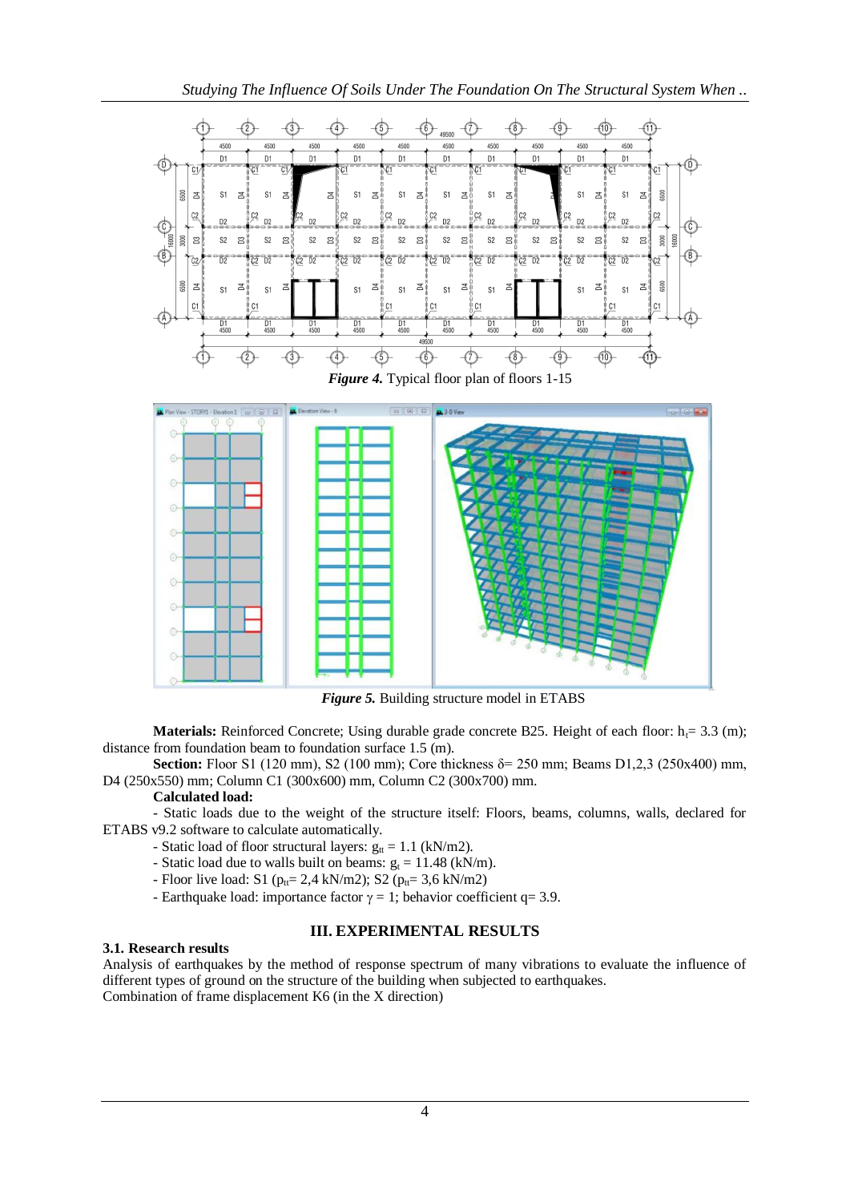*Figure 4.* Typical floor plan of floors 1-15

*Figure 5.* Building structure model in ETABS

**Materials:** Reinforced Concrete; Using durable grade concrete B25. Height of each floor: $h_t$= 3.3 (m); distance from foundation beam to foundation surface 1.5 (m).

**Section:** Floor S1 (120 mm), S2 (100 mm); Core thickness $\delta$= 250 mm; Beams D1,2,3 (250x400) mm, D4 (250x550) mm; Column C1 (300x600) mm, Column C2 (300x700) mm.

**Calculated load:**

- Static loads due to the weight of the structure itself: Floors, beams, columns, walls, declared for ETABS v9.2 software to calculate automatically.
- Static load of floor structural layers: $g_{tt}$ = 1.1 (kN/m2).
- Static load due to walls built on beams: $g_t$ = 11.48 (kN/m).
- Floor live load: S1 ($p_{tt}$= 2,4 kN/m2); S2 ($p_{tt}$= 3,6 kN/m2)
- Earthquake load: importance factor $\gamma$ = 1; behavior coefficient q= 3.9.

## III. EXPERIMENTAL RESULTS

### 3.1. Research results

Analysis of earthquakes by the method of response spectrum of many vibrations to evaluate the influence of different types of ground on the structure of the building when subjected to earthquakes.

Combination of frame displacement K6 (in the X direction)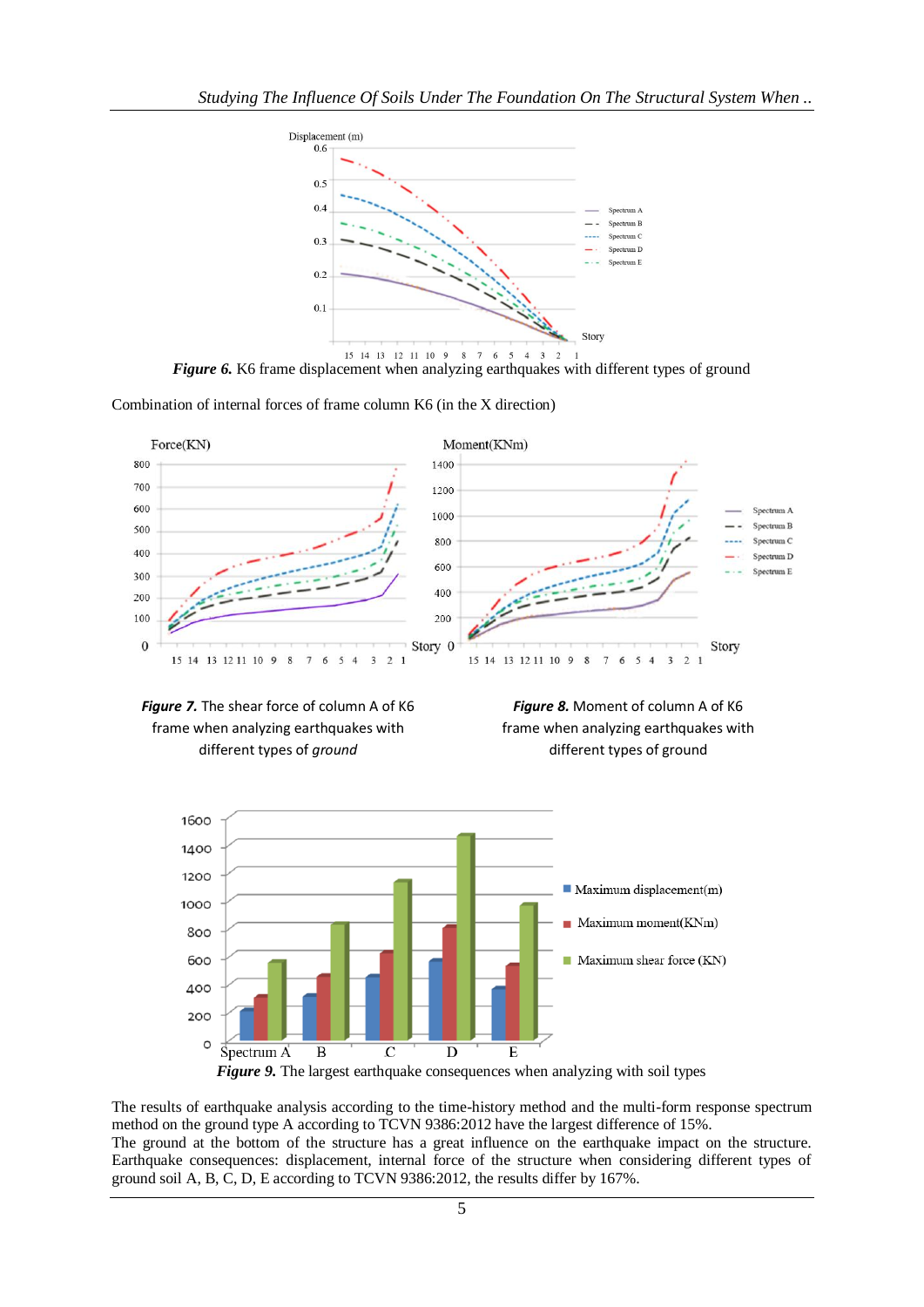**Figure 6.** K6 frame displacement when analyzing earthquakes with different types of ground

Combination of internal forces of frame column K6 (in the X direction)

***Figure 7.*** The shear force of column A of K6 frame when analyzing earthquakes with different types of *ground*

***Figure 8.*** Moment of column A of K6 frame when analyzing earthquakes with different types of ground

**Figure 9.** The largest earthquake consequences when analyzing with soil types

The results of earthquake analysis according to the time-history method and the multi-form response spectrum method on the ground type A according to TCVN 9386:2012 have the largest difference of 15%.

The ground at the bottom of the structure has a great influence on the earthquake impact on the structure. Earthquake consequences: displacement, internal force of the structure when considering different types of ground soil A, B, C, D, E according to TCVN 9386:2012, the results differ by 167%.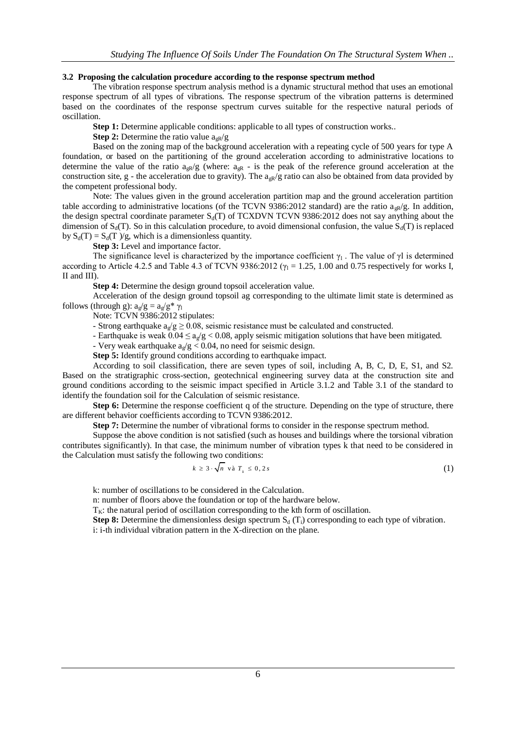### 3.2 Proposing the calculation procedure according to the response spectrum method

The vibration response spectrum analysis method is a dynamic structural method that uses an emotional response spectrum of all types of vibrations. The response spectrum of the vibration patterns is determined based on the coordinates of the response spectrum curves suitable for the respective natural periods of oscillation.

**Step 1:** Determine applicable conditions: applicable to all types of construction works..

**Step 2:** Determine the ratio value $a_{gR}/g$

Based on the zoning map of the background acceleration with a repeating cycle of 500 years for type A foundation, or based on the partitioning of the ground acceleration according to administrative locations to determine the value of the ratio $a_{gR}/g$ (where: $a_{gR}$ - is the peak of the reference ground acceleration at the construction site, g - the acceleration due to gravity). The $a_{gR}/g$ ratio can also be obtained from data provided by the competent professional body.

Note: The values given in the ground acceleration partition map and the ground acceleration partition table according to administrative locations (of the TCVN 9386:2012 standard) are the ratio $a_{gR}/g$. In addition, the design spectral coordinate parameter $S_d(T)$ of TCXDVN TCVN 9386:2012 does not say anything about the dimension of $S_d(T)$. So in this calculation procedure, to avoid dimensional confusion, the value $S_d(T)$ is replaced by $S_d(T) = S_d(T)/g$, which is a dimensionless quantity.

**Step 3:** Level and importance factor.

The significance level is characterized by the importance coefficient $\gamma_I$. The value of $\gamma I$ is determined according to Article 4.2.5 and Table 4.3 of TCVN 9386:2012 ($\gamma_I$ = 1.25, 1.00 and 0.75 respectively for works I, II and III).

**Step 4:** Determine the design ground topsoil acceleration value.

Acceleration of the design ground topsoil ag corresponding to the ultimate limit state is determined as follows (through g): $a_g/g = a_g/g^* \gamma_I$

Note: TCVN 9386:2012 stipulates:

- Strong earthquake $a_g/g \geq 0.08$, seismic resistance must be calculated and constructed.
- Earthquake is weak $0.04 \leq a_g/g < 0.08$, apply seismic mitigation solutions that have been mitigated.
- Very weak earthquake $a_g/g < 0.04$, no need for seismic design.

**Step 5:** Identify ground conditions according to earthquake impact.

According to soil classification, there are seven types of soil, including A, B, C, D, E, S1, and S2. Based on the stratigraphic cross-section, geotechnical engineering survey data at the construction site and ground conditions according to the seismic impact specified in Article 3.1.2 and Table 3.1 of the standard to identify the foundation soil for the Calculation of seismic resistance.

**Step 6:** Determine the response coefficient q of the structure. Depending on the type of structure, there are different behavior coefficients according to TCVN 9386:2012.

**Step 7:** Determine the number of vibrational forms to consider in the response spectrum method.

Suppose the above condition is not satisfied (such as houses and buildings where the torsional vibration contributes significantly). In that case, the minimum number of vibration types k that need to be considered in the Calculation must satisfy the following two conditions:

$$k \geq 3 \cdot \sqrt{n} \text{ và } T_k \leq 0,2s \tag{1}$$

k: number of oscillations to be considered in the Calculation.

n: number of floors above the foundation or top of the hardware below.

$T_K$: the natural period of oscillation corresponding to the kth form of oscillation.

**Step 8:** Determine the dimensionless design spectrum $S_d(T_i)$ corresponding to each type of vibration.

i: i-th individual vibration pattern in the X-direction on the plane.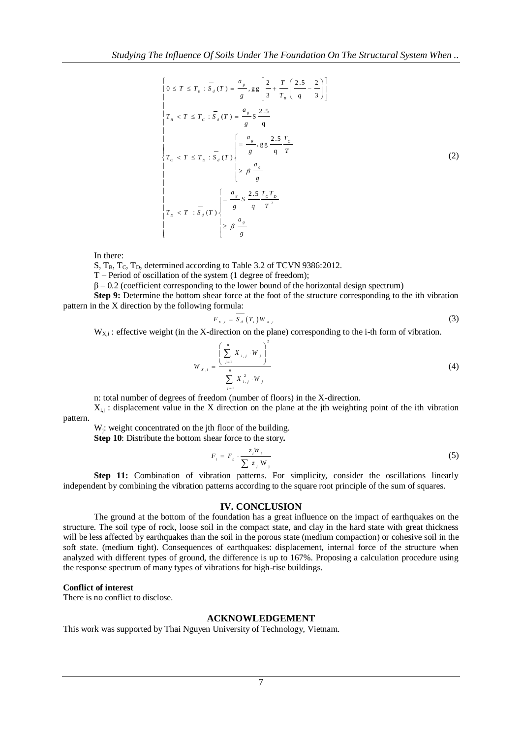$$
\begin{cases}
0 \le T \le T_B : \overline{S}_d(T) = \dfrac{a_g}{g}, \text{gg} \left[ \dfrac{2}{3} + \dfrac{T}{T_B} \left( \dfrac{2.5}{q} - \dfrac{2}{3} \right) \right] \\
T_B < T \le T_C : \overline{S}_d(T) = \dfrac{a_g}{g} \text{S} \dfrac{2.5}{\text{q}} \\
T_C < T \le T_D : \overline{S}_d(T) \begin{cases} = \dfrac{a_g}{g}, \text{gg} \dfrac{2.5}{\text{q}} \dfrac{T_C}{T} \\ \ge \beta \dfrac{a_g}{g} \end{cases} \\
T_D < T \;\; : \overline{S}_d(T) \begin{cases} = \dfrac{a_g}{g} S \dfrac{2.5}{q} \dfrac{T_C T_D}{T^2} \\ \ge \beta \dfrac{a_g}{g} \end{cases}
\end{cases}
\tag{2}
$$

In there:

S, $T_B$, $T_C$, $T_D$, determined according to Table 3.2 of TCVN 9386:2012.

T – Period of oscillation of the system (1 degree of freedom);

$\beta$ – 0.2 (coefficient corresponding to the lower bound of the horizontal design spectrum)

**Step 9:** Determine the bottom shear force at the foot of the structure corresponding to the ith vibration pattern in the X direction by the following formula:

$$F_{X,i} = \overline{S_d}(T_i) W_{X,i} \tag{3}$$

$W_{X,i}$ : effective weight (in the X-direction on the plane) corresponding to the i-th form of vibration.

$$W_{X,i} = \frac{\left( \sum_{j=1}^{n} X_{i,j} \cdot W_j \right)^2}{\sum_{j=1}^{n} X_{i,j}^2 \cdot W_j} \tag{4}$$

n: total number of degrees of freedom (number of floors) in the X-direction.

$X_{i,j}$ : displacement value in the X direction on the plane at the jth weighting point of the ith vibration pattern.

$W_j$: weight concentrated on the jth floor of the building.

**Step 10**: Distribute the bottom shear force to the story**.**

$$F_i = F_b \cdot \frac{z_i W_i}{\sum z_j \text{W}_j} \tag{5}$$

**Step 11:** Combination of vibration patterns. For simplicity, consider the oscillations linearly independent by combining the vibration patterns according to the square root principle of the sum of squares.

## IV. CONCLUSION

The ground at the bottom of the foundation has a great influence on the impact of earthquakes on the structure. The soil type of rock, loose soil in the compact state, and clay in the hard state with great thickness will be less affected by earthquakes than the soil in the porous state (medium compaction) or cohesive soil in the soft state. (medium tight). Consequences of earthquakes: displacement, internal force of the structure when analyzed with different types of ground, the difference is up to 167%. Proposing a calculation procedure using the response spectrum of many types of vibrations for high-rise buildings.

**Conflict of interest**

There is no conflict to disclose.

## ACKNOWLEDGEMENT

This work was supported by Thai Nguyen University of Technology, Vietnam.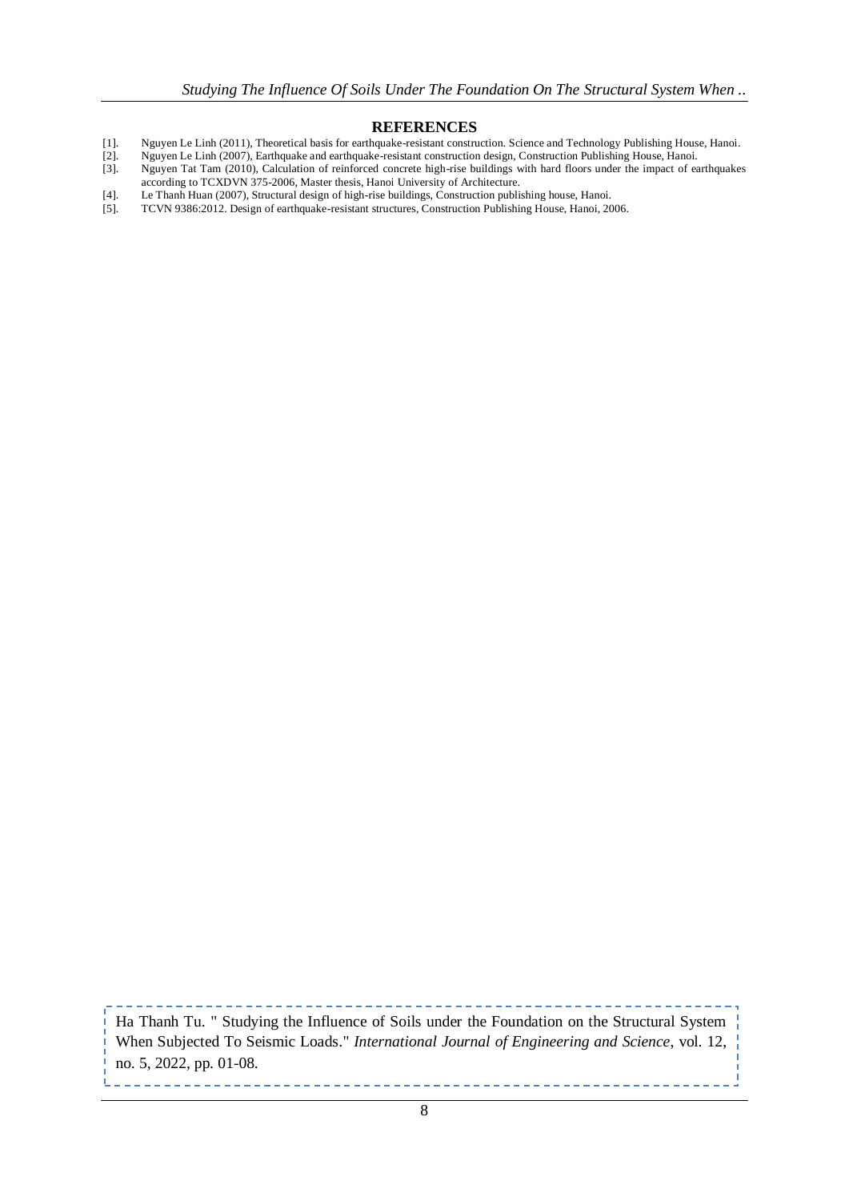## REFERENCES

[1]. Nguyen Le Linh (2011), Theoretical basis for earthquake-resistant construction. Science and Technology Publishing House, Hanoi.

[2]. Nguyen Le Linh (2007), Earthquake and earthquake-resistant construction design, Construction Publishing House, Hanoi.

[3]. Nguyen Tat Tam (2010), Calculation of reinforced concrete high-rise buildings with hard floors under the impact of earthquakes according to TCXDVN 375-2006, Master thesis, Hanoi University of Architecture.

[4]. Le Thanh Huan (2007), Structural design of high-rise buildings, Construction publishing house, Hanoi.

[5]. TCVN 9386:2012. Design of earthquake-resistant structures, Construction Publishing House, Hanoi, 2006.

Ha Thanh Tu. " Studying the Influence of Soils under the Foundation on the Structural System When Subjected To Seismic Loads." *International Journal of Engineering and Science*, vol. 12, no. 5, 2022, pp. 01-08.